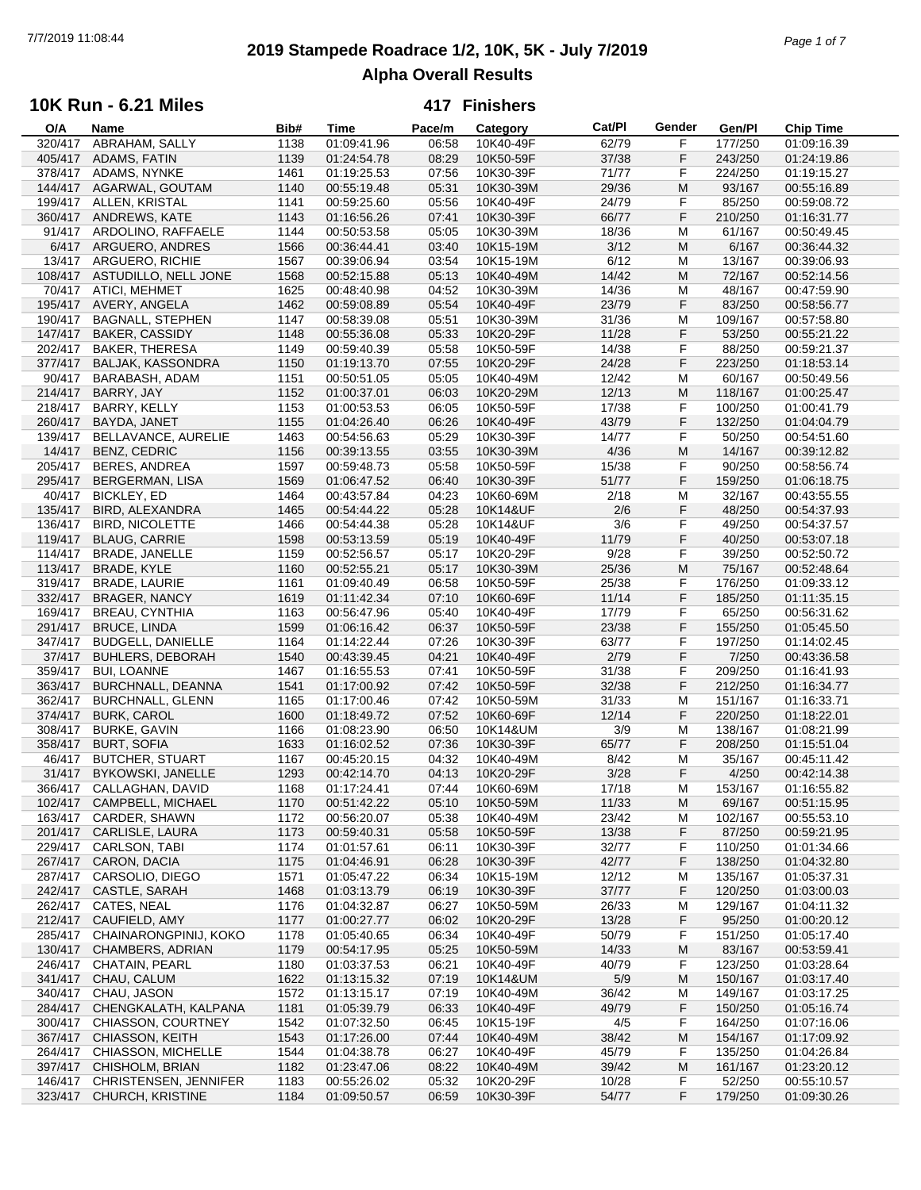# 2019 Stampede Roadrace 1/2, 10K, 5K - July 7/2019

## Alpha Overall Results

### 10K Run - 6.21 Miles — 417 Finishers

| O/A | Name | Bib# | Time | Pace/m | Category | Cat/Pl | Gender | Gen/Pl | Chip Time |
|---|---|---|---|---|---|---|---|---|---|
| 320/417 | ABRAHAM, SALLY | 1138 | 01:09:41.96 | 06:58 | 10K40-49F | 62/79 | F | 177/250 | 01:09:16.39 |
| 405/417 | ADAMS, FATIN | 1139 | 01:24:54.78 | 08:29 | 10K50-59F | 37/38 | F | 243/250 | 01:24:19.86 |
| 378/417 | ADAMS, NYNKE | 1461 | 01:19:25.53 | 07:56 | 10K30-39F | 71/77 | F | 224/250 | 01:19:15.27 |
| 144/417 | AGARWAL, GOUTAM | 1140 | 00:55:19.48 | 05:31 | 10K30-39M | 29/36 | M | 93/167 | 00:55:16.89 |
| 199/417 | ALLEN, KRISTAL | 1141 | 00:59:25.60 | 05:56 | 10K40-49F | 24/79 | F | 85/250 | 00:59:08.72 |
| 360/417 | ANDREWS, KATE | 1143 | 01:16:56.26 | 07:41 | 10K30-39F | 66/77 | F | 210/250 | 01:16:31.77 |
| 91/417 | ARDOLINO, RAFFAELE | 1144 | 00:50:53.58 | 05:05 | 10K30-39M | 18/36 | M | 61/167 | 00:50:49.45 |
| 6/417 | ARGUERO, ANDRES | 1566 | 00:36:44.41 | 03:40 | 10K15-19M | 3/12 | M | 6/167 | 00:36:44.32 |
| 13/417 | ARGUERO, RICHIE | 1567 | 00:39:06.94 | 03:54 | 10K15-19M | 6/12 | M | 13/167 | 00:39:06.93 |
| 108/417 | ASTUDILLO, NELL JONE | 1568 | 00:52:15.88 | 05:13 | 10K40-49M | 14/42 | M | 72/167 | 00:52:14.56 |
| 70/417 | ATICI, MEHMET | 1625 | 00:48:40.98 | 04:52 | 10K30-39M | 14/36 | M | 48/167 | 00:47:59.90 |
| 195/417 | AVERY, ANGELA | 1462 | 00:59:08.89 | 05:54 | 10K40-49F | 23/79 | F | 83/250 | 00:58:56.77 |
| 190/417 | BAGNALL, STEPHEN | 1147 | 00:58:39.08 | 05:51 | 10K30-39M | 31/36 | M | 109/167 | 00:57:58.80 |
| 147/417 | BAKER, CASSIDY | 1148 | 00:55:36.08 | 05:33 | 10K20-29F | 11/28 | F | 53/250 | 00:55:21.22 |
| 202/417 | BAKER, THERESA | 1149 | 00:59:40.39 | 05:58 | 10K50-59F | 14/38 | F | 88/250 | 00:59:21.37 |
| 377/417 | BALJAK, KASSONDRA | 1150 | 01:19:13.70 | 07:55 | 10K20-29F | 24/28 | F | 223/250 | 01:18:53.14 |
| 90/417 | BARABASH, ADAM | 1151 | 00:50:51.05 | 05:05 | 10K40-49M | 12/42 | M | 60/167 | 00:50:49.56 |
| 214/417 | BARRY, JAY | 1152 | 01:00:37.01 | 06:03 | 10K20-29M | 12/13 | M | 118/167 | 01:00:25.47 |
| 218/417 | BARRY, KELLY | 1153 | 01:00:53.53 | 06:05 | 10K50-59F | 17/38 | F | 100/250 | 01:00:41.79 |
| 260/417 | BAYDA, JANET | 1155 | 01:04:26.40 | 06:26 | 10K40-49F | 43/79 | F | 132/250 | 01:04:04.79 |
| 139/417 | BELLAVANCE, AURELIE | 1463 | 00:54:56.63 | 05:29 | 10K30-39F | 14/77 | F | 50/250 | 00:54:51.60 |
| 14/417 | BENZ, CEDRIC | 1156 | 00:39:13.55 | 03:55 | 10K30-39M | 4/36 | M | 14/167 | 00:39:12.82 |
| 205/417 | BERES, ANDREA | 1597 | 00:59:48.73 | 05:58 | 10K50-59F | 15/38 | F | 90/250 | 00:58:56.74 |
| 295/417 | BERGERMAN, LISA | 1569 | 01:06:47.52 | 06:40 | 10K30-39F | 51/77 | F | 159/250 | 01:06:18.75 |
| 40/417 | BICKLEY, ED | 1464 | 00:43:57.84 | 04:23 | 10K60-69M | 2/18 | M | 32/167 | 00:43:55.55 |
| 135/417 | BIRD, ALEXANDRA | 1465 | 00:54:44.22 | 05:28 | 10K14&UF | 2/6 | F | 48/250 | 00:54:37.93 |
| 136/417 | BIRD, NICOLETTE | 1466 | 00:54:44.38 | 05:28 | 10K14&UF | 3/6 | F | 49/250 | 00:54:37.57 |
| 119/417 | BLAUG, CARRIE | 1598 | 00:53:13.59 | 05:19 | 10K40-49F | 11/79 | F | 40/250 | 00:53:07.18 |
| 114/417 | BRADE, JANELLE | 1159 | 00:52:56.57 | 05:17 | 10K20-29F | 9/28 | F | 39/250 | 00:52:50.72 |
| 113/417 | BRADE, KYLE | 1160 | 00:52:55.21 | 05:17 | 10K30-39M | 25/36 | M | 75/167 | 00:52:48.64 |
| 319/417 | BRADE, LAURIE | 1161 | 01:09:40.49 | 06:58 | 10K50-59F | 25/38 | F | 176/250 | 01:09:33.12 |
| 332/417 | BRAGER, NANCY | 1619 | 01:11:42.34 | 07:10 | 10K60-69F | 11/14 | F | 185/250 | 01:11:35.15 |
| 169/417 | BREAU, CYNTHIA | 1163 | 00:56:47.96 | 05:40 | 10K40-49F | 17/79 | F | 65/250 | 00:56:31.62 |
| 291/417 | BRUCE, LINDA | 1599 | 01:06:16.42 | 06:37 | 10K50-59F | 23/38 | F | 155/250 | 01:05:45.50 |
| 347/417 | BUDGELL, DANIELLE | 1164 | 01:14:22.44 | 07:26 | 10K30-39F | 63/77 | F | 197/250 | 01:14:02.45 |
| 37/417 | BUHLERS, DEBORAH | 1540 | 00:43:39.45 | 04:21 | 10K40-49F | 2/79 | F | 7/250 | 00:43:36.58 |
| 359/417 | BUI, LOANNE | 1467 | 01:16:55.53 | 07:41 | 10K50-59F | 31/38 | F | 209/250 | 01:16:41.93 |
| 363/417 | BURCHNALL, DEANNA | 1541 | 01:17:00.92 | 07:42 | 10K50-59F | 32/38 | F | 212/250 | 01:16:34.77 |
| 362/417 | BURCHNALL, GLENN | 1165 | 01:17:00.46 | 07:42 | 10K50-59M | 31/33 | M | 151/167 | 01:16:33.71 |
| 374/417 | BURK, CAROL | 1600 | 01:18:49.72 | 07:52 | 10K60-69F | 12/14 | F | 220/250 | 01:18:22.01 |
| 308/417 | BURKE, GAVIN | 1166 | 01:08:23.90 | 06:50 | 10K14&UM | 3/9 | M | 138/167 | 01:08:21.99 |
| 358/417 | BURT, SOFIA | 1633 | 01:16:02.52 | 07:36 | 10K30-39F | 65/77 | F | 208/250 | 01:15:51.04 |
| 46/417 | BUTCHER, STUART | 1167 | 00:45:20.15 | 04:32 | 10K40-49M | 8/42 | M | 35/167 | 00:45:11.42 |
| 31/417 | BYKOWSKI, JANELLE | 1293 | 00:42:14.70 | 04:13 | 10K20-29F | 3/28 | F | 4/250 | 00:42:14.38 |
| 366/417 | CALLAGHAN, DAVID | 1168 | 01:17:24.41 | 07:44 | 10K60-69M | 17/18 | M | 153/167 | 01:16:55.82 |
| 102/417 | CAMPBELL, MICHAEL | 1170 | 00:51:42.22 | 05:10 | 10K50-59M | 11/33 | M | 69/167 | 00:51:15.95 |
| 163/417 | CARDER, SHAWN | 1172 | 00:56:20.07 | 05:38 | 10K40-49M | 23/42 | M | 102/167 | 00:55:53.10 |
| 201/417 | CARLISLE, LAURA | 1173 | 00:59:40.31 | 05:58 | 10K50-59F | 13/38 | F | 87/250 | 00:59:21.95 |
| 229/417 | CARLSON, TABI | 1174 | 01:01:57.61 | 06:11 | 10K30-39F | 32/77 | F | 110/250 | 01:01:34.66 |
| 267/417 | CARON, DACIA | 1175 | 01:04:46.91 | 06:28 | 10K30-39F | 42/77 | F | 138/250 | 01:04:32.80 |
| 287/417 | CARSOLIO, DIEGO | 1571 | 01:05:47.22 | 06:34 | 10K15-19M | 12/12 | M | 135/167 | 01:05:37.31 |
| 242/417 | CASTLE, SARAH | 1468 | 01:03:13.79 | 06:19 | 10K30-39F | 37/77 | F | 120/250 | 01:03:00.03 |
| 262/417 | CATES, NEAL | 1176 | 01:04:32.87 | 06:27 | 10K50-59M | 26/33 | M | 129/167 | 01:04:11.32 |
| 212/417 | CAUFIELD, AMY | 1177 | 01:00:27.77 | 06:02 | 10K20-29F | 13/28 | F | 95/250 | 01:00:20.12 |
| 285/417 | CHAINARONGPINIJ, KOKO | 1178 | 01:05:40.65 | 06:34 | 10K40-49F | 50/79 | F | 151/250 | 01:05:17.40 |
| 130/417 | CHAMBERS, ADRIAN | 1179 | 00:54:17.95 | 05:25 | 10K50-59M | 14/33 | M | 83/167 | 00:53:59.41 |
| 246/417 | CHATAIN, PEARL | 1180 | 01:03:37.53 | 06:21 | 10K40-49F | 40/79 | F | 123/250 | 01:03:28.64 |
| 341/417 | CHAU, CALUM | 1622 | 01:13:15.32 | 07:19 | 10K14&UM | 5/9 | M | 150/167 | 01:03:17.40 |
| 340/417 | CHAU, JASON | 1572 | 01:13:15.17 | 07:19 | 10K40-49M | 36/42 | M | 149/167 | 01:03:17.25 |
| 284/417 | CHENGKALATH, KALPANA | 1181 | 01:05:39.79 | 06:33 | 10K40-49F | 49/79 | F | 150/250 | 01:05:16.74 |
| 300/417 | CHIASSON, COURTNEY | 1542 | 01:07:32.50 | 06:45 | 10K15-19F | 4/5 | F | 164/250 | 01:07:16.06 |
| 367/417 | CHIASSON, KEITH | 1543 | 01:17:26.00 | 07:44 | 10K40-49M | 38/42 | M | 154/167 | 01:17:09.92 |
| 264/417 | CHIASSON, MICHELLE | 1544 | 01:04:38.78 | 06:27 | 10K40-49F | 45/79 | F | 135/250 | 01:04:26.84 |
| 397/417 | CHISHOLM, BRIAN | 1182 | 01:23:47.06 | 08:22 | 10K40-49M | 39/42 | M | 161/167 | 01:23:20.12 |
| 146/417 | CHRISTENSEN, JENNIFER | 1183 | 00:55:26.02 | 05:32 | 10K20-29F | 10/28 | F | 52/250 | 00:55:10.57 |
| 323/417 | CHURCH, KRISTINE | 1184 | 01:09:50.57 | 06:59 | 10K30-39F | 54/77 | F | 179/250 | 01:09:30.26 |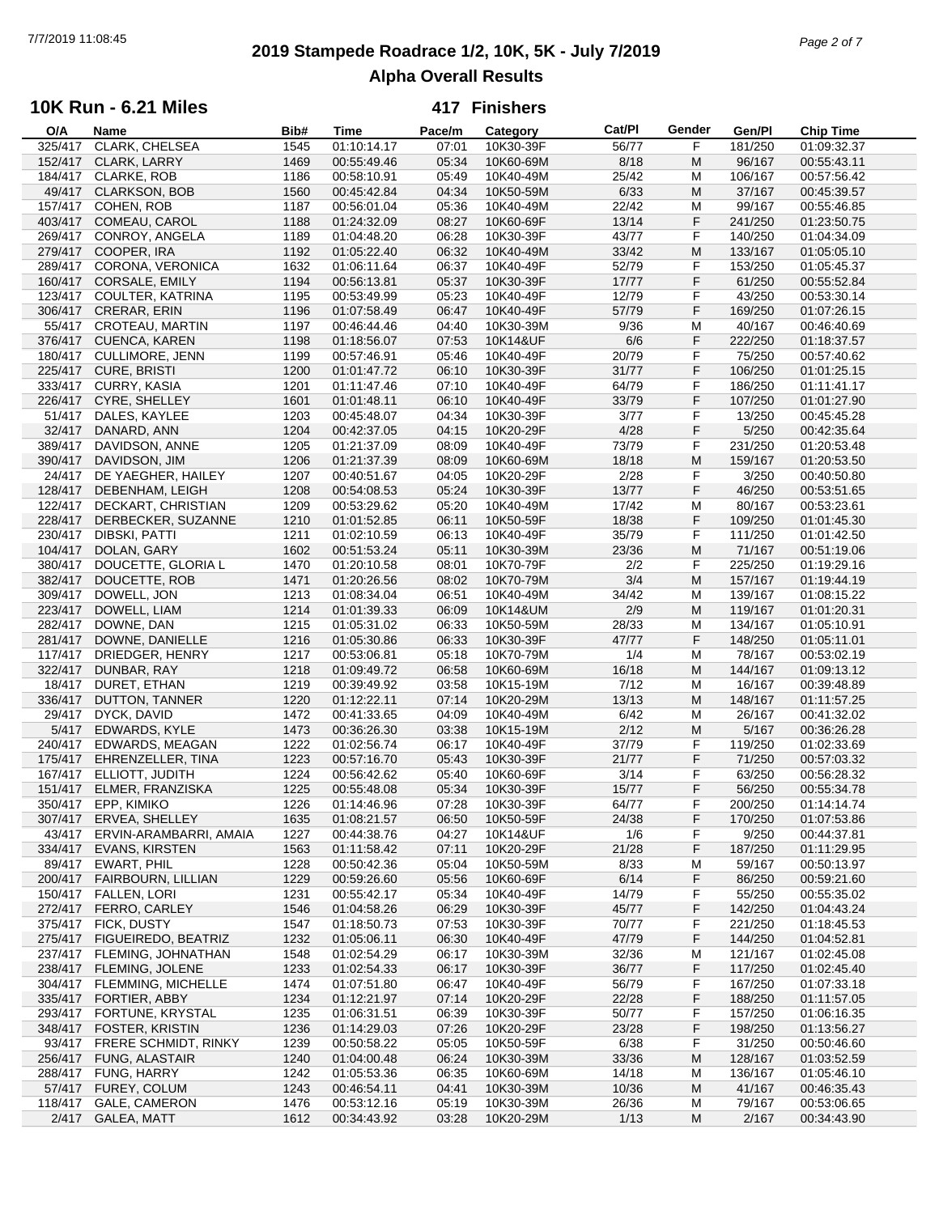# 2019 Stampede Roadrace 1/2, 10K, 5K - July 7/2019

## Alpha Overall Results

### 10K Run - 6.21 Miles — 417 Finishers

| O/A | Name | Bib# | Time | Pace/m | Category | Cat/Pl | Gender | Gen/Pl | Chip Time |
|---|---|---|---|---|---|---|---|---|---|
| 325/417 | CLARK, CHELSEA | 1545 | 01:10:14.17 | 07:01 | 10K30-39F | 56/77 | F | 181/250 | 01:09:32.37 |
| 152/417 | CLARK, LARRY | 1469 | 00:55:49.46 | 05:34 | 10K60-69M | 8/18 | M | 96/167 | 00:55:43.11 |
| 184/417 | CLARKE, ROB | 1186 | 00:58:10.91 | 05:49 | 10K40-49M | 25/42 | M | 106/167 | 00:57:56.42 |
| 49/417 | CLARKSON, BOB | 1560 | 00:45:42.84 | 04:34 | 10K50-59M | 6/33 | M | 37/167 | 00:45:39.57 |
| 157/417 | COHEN, ROB | 1187 | 00:56:01.04 | 05:36 | 10K40-49M | 22/42 | M | 99/167 | 00:55:46.85 |
| 403/417 | COMEAU, CAROL | 1188 | 01:24:32.09 | 08:27 | 10K60-69F | 13/14 | F | 241/250 | 01:23:50.75 |
| 269/417 | CONROY, ANGELA | 1189 | 01:04:48.20 | 06:28 | 10K30-39F | 43/77 | F | 140/250 | 01:04:34.09 |
| 279/417 | COOPER, IRA | 1192 | 01:05:22.40 | 06:32 | 10K40-49M | 33/42 | M | 133/167 | 01:05:05.10 |
| 289/417 | CORONA, VERONICA | 1632 | 01:06:11.64 | 06:37 | 10K40-49F | 52/79 | F | 153/250 | 01:05:45.37 |
| 160/417 | CORSALE, EMILY | 1194 | 00:56:13.81 | 05:37 | 10K30-39F | 17/77 | F | 61/250 | 00:55:52.84 |
| 123/417 | COULTER, KATRINA | 1195 | 00:53:49.99 | 05:23 | 10K40-49F | 12/79 | F | 43/250 | 00:53:30.14 |
| 306/417 | CRERAR, ERIN | 1196 | 01:07:58.49 | 06:47 | 10K40-49F | 57/79 | F | 169/250 | 01:07:26.15 |
| 55/417 | CROTEAU, MARTIN | 1197 | 00:46:44.46 | 04:40 | 10K30-39M | 9/36 | M | 40/167 | 00:46:40.69 |
| 376/417 | CUENCA, KAREN | 1198 | 01:18:56.07 | 07:53 | 10K14&UF | 6/6 | F | 222/250 | 01:18:37.57 |
| 180/417 | CULLIMORE, JENN | 1199 | 00:57:46.91 | 05:46 | 10K40-49F | 20/79 | F | 75/250 | 00:57:40.62 |
| 225/417 | CURE, BRISTI | 1200 | 01:01:47.72 | 06:10 | 10K30-39F | 31/77 | F | 106/250 | 01:01:25.15 |
| 333/417 | CURRY, KASIA | 1201 | 01:11:47.46 | 07:10 | 10K40-49F | 64/79 | F | 186/250 | 01:11:41.17 |
| 226/417 | CYRE, SHELLEY | 1601 | 01:01:48.11 | 06:10 | 10K40-49F | 33/79 | F | 107/250 | 01:01:27.90 |
| 51/417 | DALES, KAYLEE | 1203 | 00:45:48.07 | 04:34 | 10K30-39F | 3/77 | F | 13/250 | 00:45:45.28 |
| 32/417 | DANARD, ANN | 1204 | 00:42:37.05 | 04:15 | 10K20-29F | 4/28 | F | 5/250 | 00:42:35.64 |
| 389/417 | DAVIDSON, ANNE | 1205 | 01:21:37.09 | 08:09 | 10K40-49F | 73/79 | F | 231/250 | 01:20:53.48 |
| 390/417 | DAVIDSON, JIM | 1206 | 01:21:37.39 | 08:09 | 10K60-69M | 18/18 | M | 159/167 | 01:20:53.50 |
| 24/417 | DE YAEGHER, HAILEY | 1207 | 00:40:51.67 | 04:05 | 10K20-29F | 2/28 | F | 3/250 | 00:40:50.80 |
| 128/417 | DEBENHAM, LEIGH | 1208 | 00:54:08.53 | 05:24 | 10K30-39F | 13/77 | F | 46/250 | 00:53:51.65 |
| 122/417 | DECKART, CHRISTIAN | 1209 | 00:53:29.62 | 05:20 | 10K40-49M | 17/42 | M | 80/167 | 00:53:23.61 |
| 228/417 | DERBECKER, SUZANNE | 1210 | 01:01:52.85 | 06:11 | 10K50-59F | 18/38 | F | 109/250 | 01:01:45.30 |
| 230/417 | DIBSKI, PATTI | 1211 | 01:02:10.59 | 06:13 | 10K40-49F | 35/79 | F | 111/250 | 01:01:42.50 |
| 104/417 | DOLAN, GARY | 1602 | 00:51:53.24 | 05:11 | 10K30-39M | 23/36 | M | 71/167 | 00:51:19.06 |
| 380/417 | DOUCETTE, GLORIA L | 1470 | 01:20:10.58 | 08:01 | 10K70-79F | 2/2 | F | 225/250 | 01:19:29.16 |
| 382/417 | DOUCETTE, ROB | 1471 | 01:20:26.56 | 08:02 | 10K70-79M | 3/4 | M | 157/167 | 01:19:44.19 |
| 309/417 | DOWELL, JON | 1213 | 01:08:34.04 | 06:51 | 10K40-49M | 34/42 | M | 139/167 | 01:08:15.22 |
| 223/417 | DOWELL, LIAM | 1214 | 01:01:39.33 | 06:09 | 10K14&UM | 2/9 | M | 119/167 | 01:01:20.31 |
| 282/417 | DOWNE, DAN | 1215 | 01:05:31.02 | 06:33 | 10K50-59M | 28/33 | M | 134/167 | 01:05:10.91 |
| 281/417 | DOWNE, DANIELLE | 1216 | 01:05:30.86 | 06:33 | 10K30-39F | 47/77 | F | 148/250 | 01:05:11.01 |
| 117/417 | DRIEDGER, HENRY | 1217 | 00:53:06.81 | 05:18 | 10K70-79M | 1/4 | M | 78/167 | 00:53:02.19 |
| 322/417 | DUNBAR, RAY | 1218 | 01:09:49.72 | 06:58 | 10K60-69M | 16/18 | M | 144/167 | 01:09:13.12 |
| 18/417 | DURET, ETHAN | 1219 | 00:39:49.92 | 03:58 | 10K15-19M | 7/12 | M | 16/167 | 00:39:48.89 |
| 336/417 | DUTTON, TANNER | 1220 | 01:12:22.11 | 07:14 | 10K20-29M | 13/13 | M | 148/167 | 01:11:57.25 |
| 29/417 | DYCK, DAVID | 1472 | 00:41:33.65 | 04:09 | 10K40-49M | 6/42 | M | 26/167 | 00:41:32.02 |
| 5/417 | EDWARDS, KYLE | 1473 | 00:36:26.30 | 03:38 | 10K15-19M | 2/12 | M | 5/167 | 00:36:26.28 |
| 240/417 | EDWARDS, MEAGAN | 1222 | 01:02:56.74 | 06:17 | 10K40-49F | 37/79 | F | 119/250 | 01:02:33.69 |
| 175/417 | EHRENZELLER, TINA | 1223 | 00:57:16.70 | 05:43 | 10K30-39F | 21/77 | F | 71/250 | 00:57:03.32 |
| 167/417 | ELLIOTT, JUDITH | 1224 | 00:56:42.62 | 05:40 | 10K60-69F | 3/14 | F | 63/250 | 00:56:28.32 |
| 151/417 | ELMER, FRANZISKA | 1225 | 00:55:48.08 | 05:34 | 10K30-39F | 15/77 | F | 56/250 | 00:55:34.78 |
| 350/417 | EPP, KIMIKO | 1226 | 01:14:46.96 | 07:28 | 10K30-39F | 64/77 | F | 200/250 | 01:14:14.74 |
| 307/417 | ERVEA, SHELLEY | 1635 | 01:08:21.57 | 06:50 | 10K50-59F | 24/38 | F | 170/250 | 01:07:53.86 |
| 43/417 | ERVIN-ARAMBARRI, AMAIA | 1227 | 00:44:38.76 | 04:27 | 10K14&UF | 1/6 | F | 9/250 | 00:44:37.81 |
| 334/417 | EVANS, KIRSTEN | 1563 | 01:11:58.42 | 07:11 | 10K20-29F | 21/28 | F | 187/250 | 01:11:29.95 |
| 89/417 | EWART, PHIL | 1228 | 00:50:42.36 | 05:04 | 10K50-59M | 8/33 | M | 59/167 | 00:50:13.97 |
| 200/417 | FAIRBOURN, LILLIAN | 1229 | 00:59:26.60 | 05:56 | 10K60-69F | 6/14 | F | 86/250 | 00:59:21.60 |
| 150/417 | FALLEN, LORI | 1231 | 00:55:42.17 | 05:34 | 10K40-49F | 14/79 | F | 55/250 | 00:55:35.02 |
| 272/417 | FERRO, CARLEY | 1546 | 01:04:58.26 | 06:29 | 10K30-39F | 45/77 | F | 142/250 | 01:04:43.24 |
| 375/417 | FICK, DUSTY | 1547 | 01:18:50.73 | 07:53 | 10K30-39F | 70/77 | F | 221/250 | 01:18:45.53 |
| 275/417 | FIGUEIREDO, BEATRIZ | 1232 | 01:05:06.11 | 06:30 | 10K40-49F | 47/79 | F | 144/250 | 01:04:52.81 |
| 237/417 | FLEMING, JOHNATHAN | 1548 | 01:02:54.29 | 06:17 | 10K30-39M | 32/36 | M | 121/167 | 01:02:45.08 |
| 238/417 | FLEMING, JOLENE | 1233 | 01:02:54.33 | 06:17 | 10K30-39F | 36/77 | F | 117/250 | 01:02:45.40 |
| 304/417 | FLEMMING, MICHELLE | 1474 | 01:07:51.80 | 06:47 | 10K40-49F | 56/79 | F | 167/250 | 01:07:33.18 |
| 335/417 | FORTIER, ABBY | 1234 | 01:12:21.97 | 07:14 | 10K20-29F | 22/28 | F | 188/250 | 01:11:57.05 |
| 293/417 | FORTUNE, KRYSTAL | 1235 | 01:06:31.51 | 06:39 | 10K30-39F | 50/77 | F | 157/250 | 01:06:16.35 |
| 348/417 | FOSTER, KRISTIN | 1236 | 01:14:29.03 | 07:26 | 10K20-29F | 23/28 | F | 198/250 | 01:13:56.27 |
| 93/417 | FRERE SCHMIDT, RINKY | 1239 | 00:50:58.22 | 05:05 | 10K50-59F | 6/38 | F | 31/250 | 00:50:46.60 |
| 256/417 | FUNG, ALASTAIR | 1240 | 01:04:00.48 | 06:24 | 10K30-39M | 33/36 | M | 128/167 | 01:03:52.59 |
| 288/417 | FUNG, HARRY | 1242 | 01:05:53.36 | 06:35 | 10K60-69M | 14/18 | M | 136/167 | 01:05:46.10 |
| 57/417 | FUREY, COLUM | 1243 | 00:46:54.11 | 04:41 | 10K30-39M | 10/36 | M | 41/167 | 00:46:35.43 |
| 118/417 | GALE, CAMERON | 1476 | 00:53:12.16 | 05:19 | 10K30-39M | 26/36 | M | 79/167 | 00:53:06.65 |
| 2/417 | GALEA, MATT | 1612 | 00:34:43.92 | 03:28 | 10K20-29M | 1/13 | M | 2/167 | 00:34:43.90 |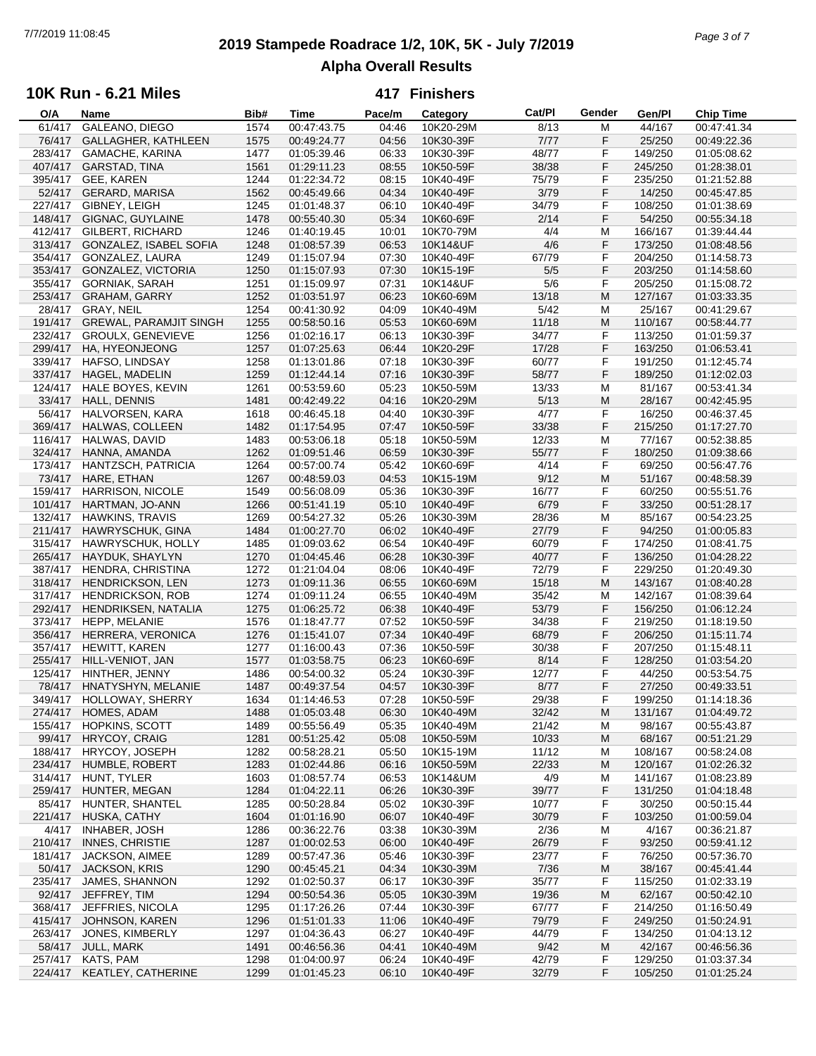# 2019 Stampede Roadrace 1/2, 10K, 5K - July 7/2019

## Alpha Overall Results

### 10K Run - 6.21 Miles

**417 Finishers**

| O/A | Name | Bib# | Time | Pace/m | Category | Cat/Pl | Gender | Gen/Pl | Chip Time |
|---|---|---|---|---|---|---|---|---|---|
| 61/417 | GALEANO, DIEGO | 1574 | 00:47:43.75 | 04:46 | 10K20-29M | 8/13 | M | 44/167 | 00:47:41.34 |
| 76/417 | GALLAGHER, KATHLEEN | 1575 | 00:49:24.77 | 04:56 | 10K30-39F | 7/77 | F | 25/250 | 00:49:22.36 |
| 283/417 | GAMACHE, KARINA | 1477 | 01:05:39.46 | 06:33 | 10K30-39F | 48/77 | F | 149/250 | 01:05:08.62 |
| 407/417 | GARSTAD, TINA | 1561 | 01:29:11.23 | 08:55 | 10K50-59F | 38/38 | F | 245/250 | 01:28:38.01 |
| 395/417 | GEE, KAREN | 1244 | 01:22:34.72 | 08:15 | 10K40-49F | 75/79 | F | 235/250 | 01:21:52.88 |
| 52/417 | GERARD, MARISA | 1562 | 00:45:49.66 | 04:34 | 10K40-49F | 3/79 | F | 14/250 | 00:45:47.85 |
| 227/417 | GIBNEY, LEIGH | 1245 | 01:01:48.37 | 06:10 | 10K40-49F | 34/79 | F | 108/250 | 01:01:38.69 |
| 148/417 | GIGNAC, GUYLAINE | 1478 | 00:55:40.30 | 05:34 | 10K60-69F | 2/14 | F | 54/250 | 00:55:34.18 |
| 412/417 | GILBERT, RICHARD | 1246 | 01:40:19.45 | 10:01 | 10K70-79M | 4/4 | M | 166/167 | 01:39:44.44 |
| 313/417 | GONZALEZ, ISABEL SOFIA | 1248 | 01:08:57.39 | 06:53 | 10K14&UF | 4/6 | F | 173/250 | 01:08:48.56 |
| 354/417 | GONZALEZ, LAURA | 1249 | 01:15:07.94 | 07:30 | 10K40-49F | 67/79 | F | 204/250 | 01:14:58.73 |
| 353/417 | GONZALEZ, VICTORIA | 1250 | 01:15:07.93 | 07:30 | 10K15-19F | 5/5 | F | 203/250 | 01:14:58.60 |
| 355/417 | GORNIAK, SARAH | 1251 | 01:15:09.97 | 07:31 | 10K14&UF | 5/6 | F | 205/250 | 01:15:08.72 |
| 253/417 | GRAHAM, GARRY | 1252 | 01:03:51.97 | 06:23 | 10K60-69M | 13/18 | M | 127/167 | 01:03:33.35 |
| 28/417 | GRAY, NEIL | 1254 | 00:41:30.92 | 04:09 | 10K40-49M | 5/42 | M | 25/167 | 00:41:29.67 |
| 191/417 | GREWAL, PARAMJIT SINGH | 1255 | 00:58:50.16 | 05:53 | 10K60-69M | 11/18 | M | 110/167 | 00:58:44.77 |
| 232/417 | GROULX, GENEVIEVE | 1256 | 01:02:16.17 | 06:13 | 10K30-39F | 34/77 | F | 113/250 | 01:01:59.37 |
| 299/417 | HA, HYEONJEONG | 1257 | 01:07:25.63 | 06:44 | 10K20-29F | 17/28 | F | 163/250 | 01:06:53.41 |
| 339/417 | HAFSO, LINDSAY | 1258 | 01:13:01.86 | 07:18 | 10K30-39F | 60/77 | F | 191/250 | 01:12:45.74 |
| 337/417 | HAGEL, MADELIN | 1259 | 01:12:44.14 | 07:16 | 10K30-39F | 58/77 | F | 189/250 | 01:12:02.03 |
| 124/417 | HALE BOYES, KEVIN | 1261 | 00:53:59.60 | 05:23 | 10K50-59M | 13/33 | M | 81/167 | 00:53:41.34 |
| 33/417 | HALL, DENNIS | 1481 | 00:42:49.22 | 04:16 | 10K20-29M | 5/13 | M | 28/167 | 00:42:45.95 |
| 56/417 | HALVORSEN, KARA | 1618 | 00:46:45.18 | 04:40 | 10K30-39F | 4/77 | F | 16/250 | 00:46:37.45 |
| 369/417 | HALWAS, COLLEEN | 1482 | 01:17:54.95 | 07:47 | 10K50-59F | 33/38 | F | 215/250 | 01:17:27.70 |
| 116/417 | HALWAS, DAVID | 1483 | 00:53:06.18 | 05:18 | 10K50-59M | 12/33 | M | 77/167 | 00:52:38.85 |
| 324/417 | HANNA, AMANDA | 1262 | 01:09:51.46 | 06:59 | 10K30-39F | 55/77 | F | 180/250 | 01:09:38.66 |
| 173/417 | HANTZSCH, PATRICIA | 1264 | 00:57:00.74 | 05:42 | 10K60-69F | 4/14 | F | 69/250 | 00:56:47.76 |
| 73/417 | HARE, ETHAN | 1267 | 00:48:59.03 | 04:53 | 10K15-19M | 9/12 | M | 51/167 | 00:48:58.39 |
| 159/417 | HARRISON, NICOLE | 1549 | 00:56:08.09 | 05:36 | 10K30-39F | 16/77 | F | 60/250 | 00:55:51.76 |
| 101/417 | HARTMAN, JO-ANN | 1266 | 00:51:41.19 | 05:10 | 10K40-49F | 6/79 | F | 33/250 | 00:51:28.17 |
| 132/417 | HAWKINS, TRAVIS | 1269 | 00:54:27.32 | 05:26 | 10K30-39M | 28/36 | M | 85/167 | 00:54:23.25 |
| 211/417 | HAWRYSCHUK, GINA | 1484 | 01:00:27.70 | 06:02 | 10K40-49F | 27/79 | F | 94/250 | 01:00:05.83 |
| 315/417 | HAWRYSCHUK, HOLLY | 1485 | 01:09:03.62 | 06:54 | 10K40-49F | 60/79 | F | 174/250 | 01:08:41.75 |
| 265/417 | HAYDUK, SHAYLYN | 1270 | 01:04:45.46 | 06:28 | 10K30-39F | 40/77 | F | 136/250 | 01:04:28.22 |
| 387/417 | HENDRA, CHRISTINA | 1272 | 01:21:04.04 | 08:06 | 10K40-49F | 72/79 | F | 229/250 | 01:20:49.30 |
| 318/417 | HENDRICKSON, LEN | 1273 | 01:09:11.36 | 06:55 | 10K60-69M | 15/18 | M | 143/167 | 01:08:40.28 |
| 317/417 | HENDRICKSON, ROB | 1274 | 01:09:11.24 | 06:55 | 10K40-49M | 35/42 | M | 142/167 | 01:08:39.64 |
| 292/417 | HENDRIKSEN, NATALIA | 1275 | 01:06:25.72 | 06:38 | 10K40-49F | 53/79 | F | 156/250 | 01:06:12.24 |
| 373/417 | HEPP, MELANIE | 1576 | 01:18:47.77 | 07:52 | 10K50-59F | 34/38 | F | 219/250 | 01:18:19.50 |
| 356/417 | HERRERA, VERONICA | 1276 | 01:15:41.07 | 07:34 | 10K40-49F | 68/79 | F | 206/250 | 01:15:11.74 |
| 357/417 | HEWITT, KAREN | 1277 | 01:16:00.43 | 07:36 | 10K50-59F | 30/38 | F | 207/250 | 01:15:48.11 |
| 255/417 | HILL-VENIOT, JAN | 1577 | 01:03:58.75 | 06:23 | 10K60-69F | 8/14 | F | 128/250 | 01:03:54.20 |
| 125/417 | HINTHER, JENNY | 1486 | 00:54:00.32 | 05:24 | 10K30-39F | 12/77 | F | 44/250 | 00:53:54.75 |
| 78/417 | HNATYSHYN, MELANIE | 1487 | 00:49:37.54 | 04:57 | 10K30-39F | 8/77 | F | 27/250 | 00:49:33.51 |
| 349/417 | HOLLOWAY, SHERRY | 1634 | 01:14:46.53 | 07:28 | 10K50-59F | 29/38 | F | 199/250 | 01:14:18.36 |
| 274/417 | HOMES, ADAM | 1488 | 01:05:03.48 | 06:30 | 10K40-49M | 32/42 | M | 131/167 | 01:04:49.72 |
| 155/417 | HOPKINS, SCOTT | 1489 | 00:55:56.49 | 05:35 | 10K40-49M | 21/42 | M | 98/167 | 00:55:43.87 |
| 99/417 | HRYCOY, CRAIG | 1281 | 00:51:25.42 | 05:08 | 10K50-59M | 10/33 | M | 68/167 | 00:51:21.29 |
| 188/417 | HRYCOY, JOSEPH | 1282 | 00:58:28.21 | 05:50 | 10K15-19M | 11/12 | M | 108/167 | 00:58:24.08 |
| 234/417 | HUMBLE, ROBERT | 1283 | 01:02:44.86 | 06:16 | 10K50-59M | 22/33 | M | 120/167 | 01:02:26.32 |
| 314/417 | HUNT, TYLER | 1603 | 01:08:57.74 | 06:53 | 10K14&UM | 4/9 | M | 141/167 | 01:08:23.89 |
| 259/417 | HUNTER, MEGAN | 1284 | 01:04:22.11 | 06:26 | 10K30-39F | 39/77 | F | 131/250 | 01:04:18.48 |
| 85/417 | HUNTER, SHANTEL | 1285 | 00:50:28.84 | 05:02 | 10K30-39F | 10/77 | F | 30/250 | 00:50:15.44 |
| 221/417 | HUSKA, CATHY | 1604 | 01:01:16.90 | 06:07 | 10K40-49F | 30/79 | F | 103/250 | 01:00:59.04 |
| 4/417 | INHABER, JOSH | 1286 | 00:36:22.76 | 03:38 | 10K30-39M | 2/36 | M | 4/167 | 00:36:21.87 |
| 210/417 | INNES, CHRISTIE | 1287 | 01:00:02.53 | 06:00 | 10K40-49F | 26/79 | F | 93/250 | 00:59:41.12 |
| 181/417 | JACKSON, AIMEE | 1289 | 00:57:47.36 | 05:46 | 10K30-39F | 23/77 | F | 76/250 | 00:57:36.70 |
| 50/417 | JACKSON, KRIS | 1290 | 00:45:45.21 | 04:34 | 10K30-39M | 7/36 | M | 38/167 | 00:45:41.44 |
| 235/417 | JAMES, SHANNON | 1292 | 01:02:50.37 | 06:17 | 10K30-39F | 35/77 | F | 115/250 | 01:02:33.19 |
| 92/417 | JEFFREY, TIM | 1294 | 00:50:54.36 | 05:05 | 10K30-39M | 19/36 | M | 62/167 | 00:50:42.10 |
| 368/417 | JEFFRIES, NICOLA | 1295 | 01:17:26.26 | 07:44 | 10K30-39F | 67/77 | F | 214/250 | 01:16:50.49 |
| 415/417 | JOHNSON, KAREN | 1296 | 01:51:01.33 | 11:06 | 10K40-49F | 79/79 | F | 249/250 | 01:50:24.91 |
| 263/417 | JONES, KIMBERLY | 1297 | 01:04:36.43 | 06:27 | 10K40-49F | 44/79 | F | 134/250 | 01:04:13.12 |
| 58/417 | JULL, MARK | 1491 | 00:46:56.36 | 04:41 | 10K40-49M | 9/42 | M | 42/167 | 00:46:56.36 |
| 257/417 | KATS, PAM | 1298 | 01:04:00.97 | 06:24 | 10K40-49F | 42/79 | F | 129/250 | 01:03:37.34 |
| 224/417 | KEATLEY, CATHERINE | 1299 | 01:01:45.23 | 06:10 | 10K40-49F | 32/79 | F | 105/250 | 01:01:25.24 |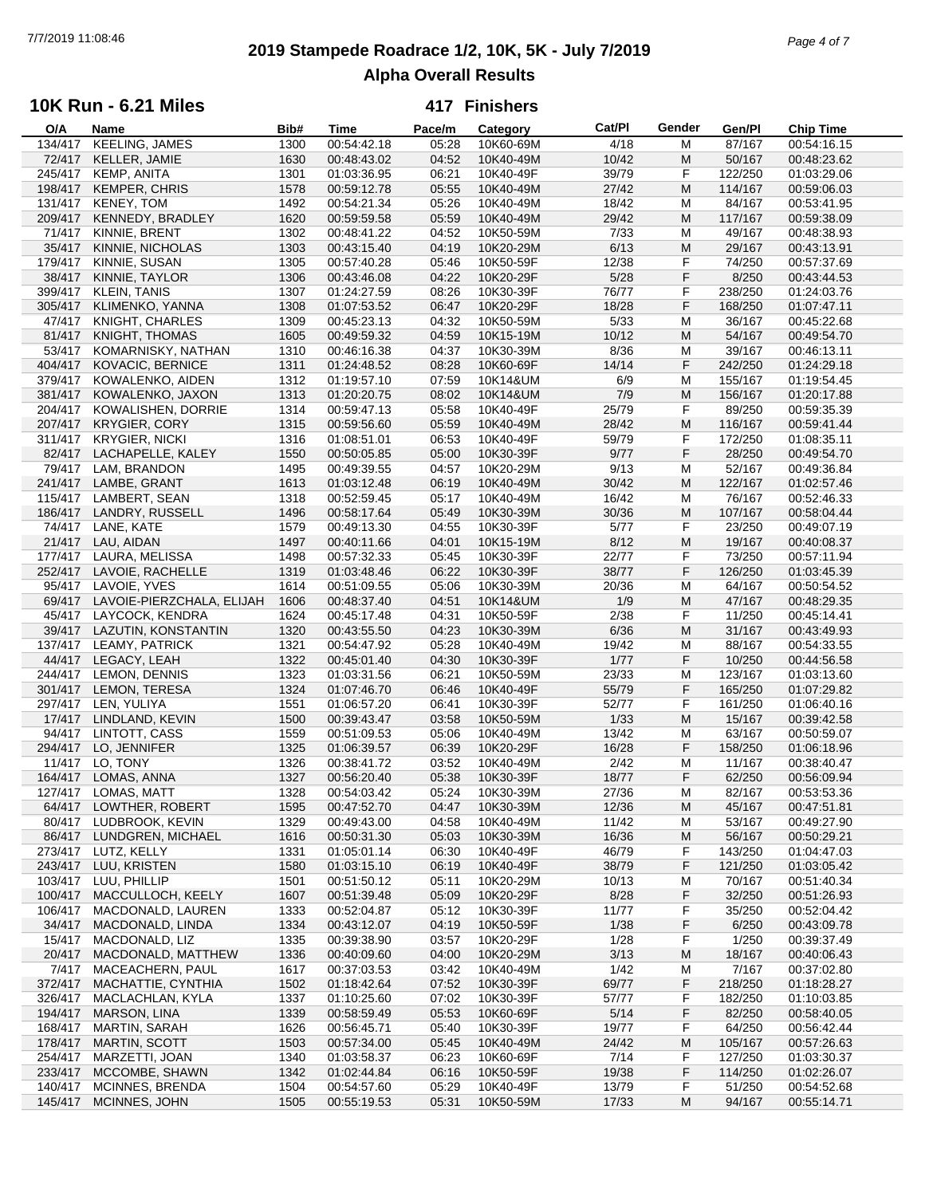# 2019 Stampede Roadrace 1/2, 10K, 5K - July 7/2019

## Alpha Overall Results

### 10K Run - 6.21 Miles

**417 Finishers**

| O/A | Name | Bib# | Time | Pace/m | Category | Cat/Pl | Gender | Gen/Pl | Chip Time |
|---|---|---|---|---|---|---|---|---|---|
| 134/417 | KEELING, JAMES | 1300 | 00:54:42.18 | 05:28 | 10K60-69M | 4/18 | M | 87/167 | 00:54:16.15 |
| 72/417 | KELLER, JAMIE | 1630 | 00:48:43.02 | 04:52 | 10K40-49M | 10/42 | M | 50/167 | 00:48:23.62 |
| 245/417 | KEMP, ANITA | 1301 | 01:03:36.95 | 06:21 | 10K40-49F | 39/79 | F | 122/250 | 01:03:29.06 |
| 198/417 | KEMPER, CHRIS | 1578 | 00:59:12.78 | 05:55 | 10K40-49M | 27/42 | M | 114/167 | 00:59:06.03 |
| 131/417 | KENEY, TOM | 1492 | 00:54:21.34 | 05:26 | 10K40-49M | 18/42 | M | 84/167 | 00:53:41.95 |
| 209/417 | KENNEDY, BRADLEY | 1620 | 00:59:59.58 | 05:59 | 10K40-49M | 29/42 | M | 117/167 | 00:59:38.09 |
| 71/417 | KINNIE, BRENT | 1302 | 00:48:41.22 | 04:52 | 10K50-59M | 7/33 | M | 49/167 | 00:48:38.93 |
| 35/417 | KINNIE, NICHOLAS | 1303 | 00:43:15.40 | 04:19 | 10K20-29M | 6/13 | M | 29/167 | 00:43:13.91 |
| 179/417 | KINNIE, SUSAN | 1305 | 00:57:40.28 | 05:46 | 10K50-59F | 12/38 | F | 74/250 | 00:57:37.69 |
| 38/417 | KINNIE, TAYLOR | 1306 | 00:43:46.08 | 04:22 | 10K20-29F | 5/28 | F | 8/250 | 00:43:44.53 |
| 399/417 | KLEIN, TANIS | 1307 | 01:24:27.59 | 08:26 | 10K30-39F | 76/77 | F | 238/250 | 01:24:03.76 |
| 305/417 | KLIMENKO, YANNA | 1308 | 01:07:53.52 | 06:47 | 10K20-29F | 18/28 | F | 168/250 | 01:07:47.11 |
| 47/417 | KNIGHT, CHARLES | 1309 | 00:45:23.13 | 04:32 | 10K50-59M | 5/33 | M | 36/167 | 00:45:22.68 |
| 81/417 | KNIGHT, THOMAS | 1605 | 00:49:59.32 | 04:59 | 10K15-19M | 10/12 | M | 54/167 | 00:49:54.70 |
| 53/417 | KOMARNISKY, NATHAN | 1310 | 00:46:16.38 | 04:37 | 10K30-39M | 8/36 | M | 39/167 | 00:46:13.11 |
| 404/417 | KOVACIC, BERNICE | 1311 | 01:24:48.52 | 08:28 | 10K60-69F | 14/14 | F | 242/250 | 01:24:29.18 |
| 379/417 | KOWALENKO, AIDEN | 1312 | 01:19:57.10 | 07:59 | 10K14&UM | 6/9 | M | 155/167 | 01:19:54.45 |
| 381/417 | KOWALENKO, JAXON | 1313 | 01:20:20.75 | 08:02 | 10K14&UM | 7/9 | M | 156/167 | 01:20:17.88 |
| 204/417 | KOWALISHEN, DORRIE | 1314 | 00:59:47.13 | 05:58 | 10K40-49F | 25/79 | F | 89/250 | 00:59:35.39 |
| 207/417 | KRYGIER, CORY | 1315 | 00:59:56.60 | 05:59 | 10K40-49M | 28/42 | M | 116/167 | 00:59:41.44 |
| 311/417 | KRYGIER, NICKI | 1316 | 01:08:51.01 | 06:53 | 10K40-49F | 59/79 | F | 172/250 | 01:08:35.11 |
| 82/417 | LACHAPELLE, KALEY | 1550 | 00:50:05.85 | 05:00 | 10K30-39F | 9/77 | F | 28/250 | 00:49:54.70 |
| 79/417 | LAM, BRANDON | 1495 | 00:49:39.55 | 04:57 | 10K20-29M | 9/13 | M | 52/167 | 00:49:36.84 |
| 241/417 | LAMBE, GRANT | 1613 | 01:03:12.48 | 06:19 | 10K40-49M | 30/42 | M | 122/167 | 01:02:57.46 |
| 115/417 | LAMBERT, SEAN | 1318 | 00:52:59.45 | 05:17 | 10K40-49M | 16/42 | M | 76/167 | 00:52:46.33 |
| 186/417 | LANDRY, RUSSELL | 1496 | 00:58:17.64 | 05:49 | 10K30-39M | 30/36 | M | 107/167 | 00:58:04.44 |
| 74/417 | LANE, KATE | 1579 | 00:49:13.30 | 04:55 | 10K30-39F | 5/77 | F | 23/250 | 00:49:07.19 |
| 21/417 | LAU, AIDAN | 1497 | 00:40:11.66 | 04:01 | 10K15-19M | 8/12 | M | 19/167 | 00:40:08.37 |
| 177/417 | LAURA, MELISSA | 1498 | 00:57:32.33 | 05:45 | 10K30-39F | 22/77 | F | 73/250 | 00:57:11.94 |
| 252/417 | LAVOIE, RACHELLE | 1319 | 01:03:48.46 | 06:22 | 10K30-39F | 38/77 | F | 126/250 | 01:03:45.39 |
| 95/417 | LAVOIE, YVES | 1614 | 00:51:09.55 | 05:06 | 10K30-39M | 20/36 | M | 64/167 | 00:50:54.52 |
| 69/417 | LAVOIE-PIERZCHALA, ELIJAH | 1606 | 00:48:37.40 | 04:51 | 10K14&UM | 1/9 | M | 47/167 | 00:48:29.35 |
| 45/417 | LAYCOCK, KENDRA | 1624 | 00:45:17.48 | 04:31 | 10K50-59F | 2/38 | F | 11/250 | 00:45:14.41 |
| 39/417 | LAZUTIN, KONSTANTIN | 1320 | 00:43:55.50 | 04:23 | 10K30-39M | 6/36 | M | 31/167 | 00:43:49.93 |
| 137/417 | LEAMY, PATRICK | 1321 | 00:54:47.92 | 05:28 | 10K40-49M | 19/42 | M | 88/167 | 00:54:33.55 |
| 44/417 | LEGACY, LEAH | 1322 | 00:45:01.40 | 04:30 | 10K30-39F | 1/77 | F | 10/250 | 00:44:56.58 |
| 244/417 | LEMON, DENNIS | 1323 | 01:03:31.56 | 06:21 | 10K50-59M | 23/33 | M | 123/167 | 01:03:13.60 |
| 301/417 | LEMON, TERESA | 1324 | 01:07:46.70 | 06:46 | 10K40-49F | 55/79 | F | 165/250 | 01:07:29.82 |
| 297/417 | LEN, YULIYA | 1551 | 01:06:57.20 | 06:41 | 10K30-39F | 52/77 | F | 161/250 | 01:06:40.16 |
| 17/417 | LINDLAND, KEVIN | 1500 | 00:39:43.47 | 03:58 | 10K50-59M | 1/33 | M | 15/167 | 00:39:42.58 |
| 94/417 | LINTOTT, CASS | 1559 | 00:51:09.53 | 05:06 | 10K40-49M | 13/42 | M | 63/167 | 00:50:59.07 |
| 294/417 | LO, JENNIFER | 1325 | 01:06:39.57 | 06:39 | 10K20-29F | 16/28 | F | 158/250 | 01:06:18.96 |
| 11/417 | LO, TONY | 1326 | 00:38:41.72 | 03:52 | 10K40-49M | 2/42 | M | 11/167 | 00:38:40.47 |
| 164/417 | LOMAS, ANNA | 1327 | 00:56:20.40 | 05:38 | 10K30-39F | 18/77 | F | 62/250 | 00:56:09.94 |
| 127/417 | LOMAS, MATT | 1328 | 00:54:03.42 | 05:24 | 10K30-39M | 27/36 | M | 82/167 | 00:53:53.36 |
| 64/417 | LOWTHER, ROBERT | 1595 | 00:47:52.70 | 04:47 | 10K30-39M | 12/36 | M | 45/167 | 00:47:51.81 |
| 80/417 | LUDBROOK, KEVIN | 1329 | 00:49:43.00 | 04:58 | 10K40-49M | 11/42 | M | 53/167 | 00:49:27.90 |
| 86/417 | LUNDGREN, MICHAEL | 1616 | 00:50:31.30 | 05:03 | 10K30-39M | 16/36 | M | 56/167 | 00:50:29.21 |
| 273/417 | LUTZ, KELLY | 1331 | 01:05:01.14 | 06:30 | 10K40-49F | 46/79 | F | 143/250 | 01:04:47.03 |
| 243/417 | LUU, KRISTEN | 1580 | 01:03:15.10 | 06:19 | 10K40-49F | 38/79 | F | 121/250 | 01:03:05.42 |
| 103/417 | LUU, PHILLIP | 1501 | 00:51:50.12 | 05:11 | 10K20-29M | 10/13 | M | 70/167 | 00:51:40.34 |
| 100/417 | MACCULLOCH, KEELY | 1607 | 00:51:39.48 | 05:09 | 10K20-29F | 8/28 | F | 32/250 | 00:51:26.93 |
| 106/417 | MACDONALD, LAUREN | 1333 | 00:52:04.87 | 05:12 | 10K30-39F | 11/77 | F | 35/250 | 00:52:04.42 |
| 34/417 | MACDONALD, LINDA | 1334 | 00:43:12.07 | 04:19 | 10K50-59F | 1/38 | F | 6/250 | 00:43:09.78 |
| 15/417 | MACDONALD, LIZ | 1335 | 00:39:38.90 | 03:57 | 10K20-29F | 1/28 | F | 1/250 | 00:39:37.49 |
| 20/417 | MACDONALD, MATTHEW | 1336 | 00:40:09.60 | 04:00 | 10K20-29M | 3/13 | M | 18/167 | 00:40:06.43 |
| 7/417 | MACEACHERN, PAUL | 1617 | 00:37:03.53 | 03:42 | 10K40-49M | 1/42 | M | 7/167 | 00:37:02.80 |
| 372/417 | MACHATTIE, CYNTHIA | 1502 | 01:18:42.64 | 07:52 | 10K30-39F | 69/77 | F | 218/250 | 01:18:28.27 |
| 326/417 | MACLACHLAN, KYLA | 1337 | 01:10:25.60 | 07:02 | 10K30-39F | 57/77 | F | 182/250 | 01:10:03.85 |
| 194/417 | MARSON, LINA | 1339 | 00:58:59.49 | 05:53 | 10K60-69F | 5/14 | F | 82/250 | 00:58:40.05 |
| 168/417 | MARTIN, SARAH | 1626 | 00:56:45.71 | 05:40 | 10K30-39F | 19/77 | F | 64/250 | 00:56:42.44 |
| 178/417 | MARTIN, SCOTT | 1503 | 00:57:34.00 | 05:45 | 10K40-49M | 24/42 | M | 105/167 | 00:57:26.63 |
| 254/417 | MARZETTI, JOAN | 1340 | 01:03:58.37 | 06:23 | 10K60-69F | 7/14 | F | 127/250 | 01:03:30.37 |
| 233/417 | MCCOMBE, SHAWN | 1342 | 01:02:44.84 | 06:16 | 10K50-59F | 19/38 | F | 114/250 | 01:02:26.07 |
| 140/417 | MCINNES, BRENDA | 1504 | 00:54:57.60 | 05:29 | 10K40-49F | 13/79 | F | 51/250 | 00:54:52.68 |
| 145/417 | MCINNES, JOHN | 1505 | 00:55:19.53 | 05:31 | 10K50-59M | 17/33 | M | 94/167 | 00:55:14.71 |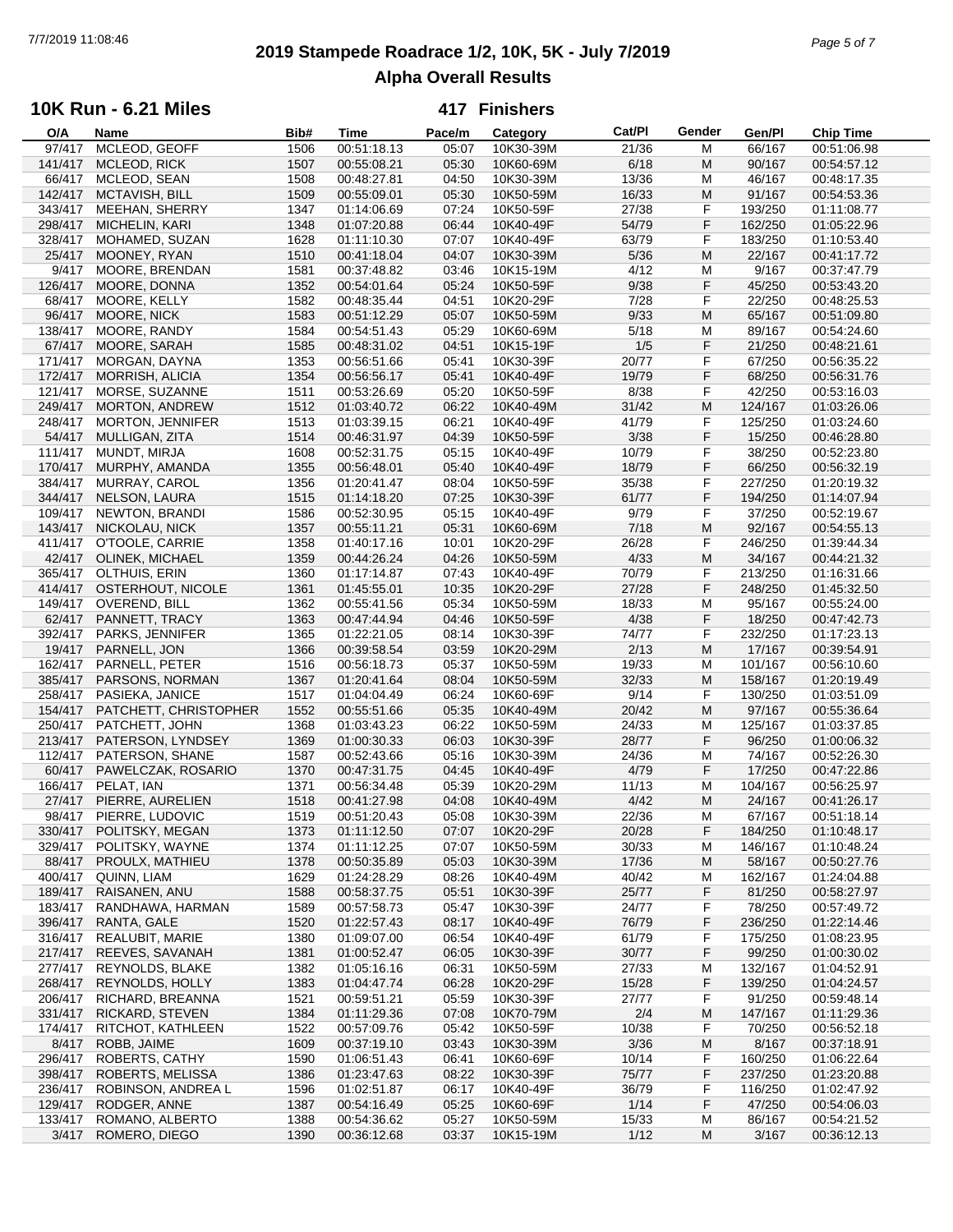# 2019 Stampede Roadrace 1/2, 10K, 5K - July 7/2019

## Alpha Overall Results

### 10K Run - 6.21 Miles

**417 Finishers**

| O/A | Name | Bib# | Time | Pace/m | Category | Cat/Pl | Gender | Gen/Pl | Chip Time |
|---|---|---|---|---|---|---|---|---|---|
| 97/417 | MCLEOD, GEOFF | 1506 | 00:51:18.13 | 05:07 | 10K30-39M | 21/36 | M | 66/167 | 00:51:06.98 |
| 141/417 | MCLEOD, RICK | 1507 | 00:55:08.21 | 05:30 | 10K60-69M | 6/18 | M | 90/167 | 00:54:57.12 |
| 66/417 | MCLEOD, SEAN | 1508 | 00:48:27.81 | 04:50 | 10K30-39M | 13/36 | M | 46/167 | 00:48:17.35 |
| 142/417 | MCTAVISH, BILL | 1509 | 00:55:09.01 | 05:30 | 10K50-59M | 16/33 | M | 91/167 | 00:54:53.36 |
| 343/417 | MEEHAN, SHERRY | 1347 | 01:14:06.69 | 07:24 | 10K50-59F | 27/38 | F | 193/250 | 01:11:08.77 |
| 298/417 | MICHELIN, KARI | 1348 | 01:07:20.88 | 06:44 | 10K40-49F | 54/79 | F | 162/250 | 01:05:22.96 |
| 328/417 | MOHAMED, SUZAN | 1628 | 01:11:10.30 | 07:07 | 10K40-49F | 63/79 | F | 183/250 | 01:10:53.40 |
| 25/417 | MOONEY, RYAN | 1510 | 00:41:18.04 | 04:07 | 10K30-39M | 5/36 | M | 22/167 | 00:41:17.72 |
| 9/417 | MOORE, BRENDAN | 1581 | 00:37:48.82 | 03:46 | 10K15-19M | 4/12 | M | 9/167 | 00:37:47.79 |
| 126/417 | MOORE, DONNA | 1352 | 00:54:01.64 | 05:24 | 10K50-59F | 9/38 | F | 45/250 | 00:53:43.20 |
| 68/417 | MOORE, KELLY | 1582 | 00:48:35.44 | 04:51 | 10K20-29F | 7/28 | F | 22/250 | 00:48:25.53 |
| 96/417 | MOORE, NICK | 1583 | 00:51:12.29 | 05:07 | 10K50-59M | 9/33 | M | 65/167 | 00:51:09.80 |
| 138/417 | MOORE, RANDY | 1584 | 00:54:51.43 | 05:29 | 10K60-69M | 5/18 | M | 89/167 | 00:54:24.60 |
| 67/417 | MOORE, SARAH | 1585 | 00:48:31.02 | 04:51 | 10K15-19F | 1/5 | F | 21/250 | 00:48:21.61 |
| 171/417 | MORGAN, DAYNA | 1353 | 00:56:51.66 | 05:41 | 10K30-39F | 20/77 | F | 67/250 | 00:56:35.22 |
| 172/417 | MORRISH, ALICIA | 1354 | 00:56:56.17 | 05:41 | 10K40-49F | 19/79 | F | 68/250 | 00:56:31.76 |
| 121/417 | MORSE, SUZANNE | 1511 | 00:53:26.69 | 05:20 | 10K50-59F | 8/38 | F | 42/250 | 00:53:16.03 |
| 249/417 | MORTON, ANDREW | 1512 | 01:03:40.72 | 06:22 | 10K40-49M | 31/42 | M | 124/167 | 01:03:26.06 |
| 248/417 | MORTON, JENNIFER | 1513 | 01:03:39.15 | 06:21 | 10K40-49F | 41/79 | F | 125/250 | 01:03:24.60 |
| 54/417 | MULLIGAN, ZITA | 1514 | 00:46:31.97 | 04:39 | 10K50-59F | 3/38 | F | 15/250 | 00:46:28.80 |
| 111/417 | MUNDT, MIRJA | 1608 | 00:52:31.75 | 05:15 | 10K40-49F | 10/79 | F | 38/250 | 00:52:23.80 |
| 170/417 | MURPHY, AMANDA | 1355 | 00:56:48.01 | 05:40 | 10K40-49F | 18/79 | F | 66/250 | 00:56:32.19 |
| 384/417 | MURRAY, CAROL | 1356 | 01:20:41.47 | 08:04 | 10K50-59F | 35/38 | F | 227/250 | 01:20:19.32 |
| 344/417 | NELSON, LAURA | 1515 | 01:14:18.20 | 07:25 | 10K30-39F | 61/77 | F | 194/250 | 01:14:07.94 |
| 109/417 | NEWTON, BRANDI | 1586 | 00:52:30.95 | 05:15 | 10K40-49F | 9/79 | F | 37/250 | 00:52:19.67 |
| 143/417 | NICKOLAU, NICK | 1357 | 00:55:11.21 | 05:31 | 10K60-69M | 7/18 | M | 92/167 | 00:54:55.13 |
| 411/417 | O'TOOLE, CARRIE | 1358 | 01:40:17.16 | 10:01 | 10K20-29F | 26/28 | F | 246/250 | 01:39:44.34 |
| 42/417 | OLINEK, MICHAEL | 1359 | 00:44:26.24 | 04:26 | 10K50-59M | 4/33 | M | 34/167 | 00:44:21.32 |
| 365/417 | OLTHUIS, ERIN | 1360 | 01:17:14.87 | 07:43 | 10K40-49F | 70/79 | F | 213/250 | 01:16:31.66 |
| 414/417 | OSTERHOUT, NICOLE | 1361 | 01:45:55.01 | 10:35 | 10K20-29F | 27/28 | F | 248/250 | 01:45:32.50 |
| 149/417 | OVEREND, BILL | 1362 | 00:55:41.56 | 05:34 | 10K50-59M | 18/33 | M | 95/167 | 00:55:24.00 |
| 62/417 | PANNETT, TRACY | 1363 | 00:47:44.94 | 04:46 | 10K50-59F | 4/38 | F | 18/250 | 00:47:42.73 |
| 392/417 | PARKS, JENNIFER | 1365 | 01:22:21.05 | 08:14 | 10K30-39F | 74/77 | F | 232/250 | 01:17:23.13 |
| 19/417 | PARNELL, JON | 1366 | 00:39:58.54 | 03:59 | 10K20-29M | 2/13 | M | 17/167 | 00:39:54.91 |
| 162/417 | PARNELL, PETER | 1516 | 00:56:18.73 | 05:37 | 10K50-59M | 19/33 | M | 101/167 | 00:56:10.60 |
| 385/417 | PARSONS, NORMAN | 1367 | 01:20:41.64 | 08:04 | 10K50-59M | 32/33 | M | 158/167 | 01:20:19.49 |
| 258/417 | PASIEKA, JANICE | 1517 | 01:04:04.49 | 06:24 | 10K60-69F | 9/14 | F | 130/250 | 01:03:51.09 |
| 154/417 | PATCHETT, CHRISTOPHER | 1552 | 00:55:51.66 | 05:35 | 10K40-49M | 20/42 | M | 97/167 | 00:55:36.64 |
| 250/417 | PATCHETT, JOHN | 1368 | 01:03:43.23 | 06:22 | 10K50-59M | 24/33 | M | 125/167 | 01:03:37.85 |
| 213/417 | PATERSON, LYNDSEY | 1369 | 01:00:30.33 | 06:03 | 10K30-39F | 28/77 | F | 96/250 | 01:00:06.32 |
| 112/417 | PATERSON, SHANE | 1587 | 00:52:43.66 | 05:16 | 10K30-39M | 24/36 | M | 74/167 | 00:52:26.30 |
| 60/417 | PAWELCZAK, ROSARIO | 1370 | 00:47:31.75 | 04:45 | 10K40-49F | 4/79 | F | 17/250 | 00:47:22.86 |
| 166/417 | PELAT, IAN | 1371 | 00:56:34.48 | 05:39 | 10K20-29M | 11/13 | M | 104/167 | 00:56:25.97 |
| 27/417 | PIERRE, AURELIEN | 1518 | 00:41:27.98 | 04:08 | 10K40-49M | 4/42 | M | 24/167 | 00:41:26.17 |
| 98/417 | PIERRE, LUDOVIC | 1519 | 00:51:20.43 | 05:08 | 10K30-39M | 22/36 | M | 67/167 | 00:51:18.14 |
| 330/417 | POLITSKY, MEGAN | 1373 | 01:11:12.50 | 07:07 | 10K20-29F | 20/28 | F | 184/250 | 01:10:48.17 |
| 329/417 | POLITSKY, WAYNE | 1374 | 01:11:12.25 | 07:07 | 10K50-59M | 30/33 | M | 146/167 | 01:10:48.24 |
| 88/417 | PROULX, MATHIEU | 1378 | 00:50:35.89 | 05:03 | 10K30-39M | 17/36 | M | 58/167 | 00:50:27.76 |
| 400/417 | QUINN, LIAM | 1629 | 01:24:28.29 | 08:26 | 10K40-49M | 40/42 | M | 162/167 | 01:24:04.88 |
| 189/417 | RAISANEN, ANU | 1588 | 00:58:37.75 | 05:51 | 10K30-39F | 25/77 | F | 81/250 | 00:58:27.97 |
| 183/417 | RANDHAWA, HARMAN | 1589 | 00:57:58.73 | 05:47 | 10K30-39F | 24/77 | F | 78/250 | 00:57:49.72 |
| 396/417 | RANTA, GALE | 1520 | 01:22:57.43 | 08:17 | 10K40-49F | 76/79 | F | 236/250 | 01:22:14.46 |
| 316/417 | REALUBIT, MARIE | 1380 | 01:09:07.00 | 06:54 | 10K40-49F | 61/79 | F | 175/250 | 01:08:23.95 |
| 217/417 | REEVES, SAVANAH | 1381 | 01:00:52.47 | 06:05 | 10K30-39F | 30/77 | F | 99/250 | 01:00:30.02 |
| 277/417 | REYNOLDS, BLAKE | 1382 | 01:05:16.16 | 06:31 | 10K50-59M | 27/33 | M | 132/167 | 01:04:52.91 |
| 268/417 | REYNOLDS, HOLLY | 1383 | 01:04:47.74 | 06:28 | 10K20-29F | 15/28 | F | 139/250 | 01:04:24.57 |
| 206/417 | RICHARD, BREANNA | 1521 | 00:59:51.21 | 05:59 | 10K30-39F | 27/77 | F | 91/250 | 00:59:48.14 |
| 331/417 | RICKARD, STEVEN | 1384 | 01:11:29.36 | 07:08 | 10K70-79M | 2/4 | M | 147/167 | 01:11:29.36 |
| 174/417 | RITCHOT, KATHLEEN | 1522 | 00:57:09.76 | 05:42 | 10K50-59F | 10/38 | F | 70/250 | 00:56:52.18 |
| 8/417 | ROBB, JAIME | 1609 | 00:37:19.10 | 03:43 | 10K30-39M | 3/36 | M | 8/167 | 00:37:18.91 |
| 296/417 | ROBERTS, CATHY | 1590 | 01:06:51.43 | 06:41 | 10K60-69F | 10/14 | F | 160/250 | 01:06:22.64 |
| 398/417 | ROBERTS, MELISSA | 1386 | 01:23:47.63 | 08:22 | 10K30-39F | 75/77 | F | 237/250 | 01:23:20.88 |
| 236/417 | ROBINSON, ANDREA L | 1596 | 01:02:51.87 | 06:17 | 10K40-49F | 36/79 | F | 116/250 | 01:02:47.92 |
| 129/417 | RODGER, ANNE | 1387 | 00:54:16.49 | 05:25 | 10K60-69F | 1/14 | F | 47/250 | 00:54:06.03 |
| 133/417 | ROMANO, ALBERTO | 1388 | 00:54:36.62 | 05:27 | 10K50-59M | 15/33 | M | 86/167 | 00:54:21.52 |
| 3/417 | ROMERO, DIEGO | 1390 | 00:36:12.68 | 03:37 | 10K15-19M | 1/12 | M | 3/167 | 00:36:12.13 |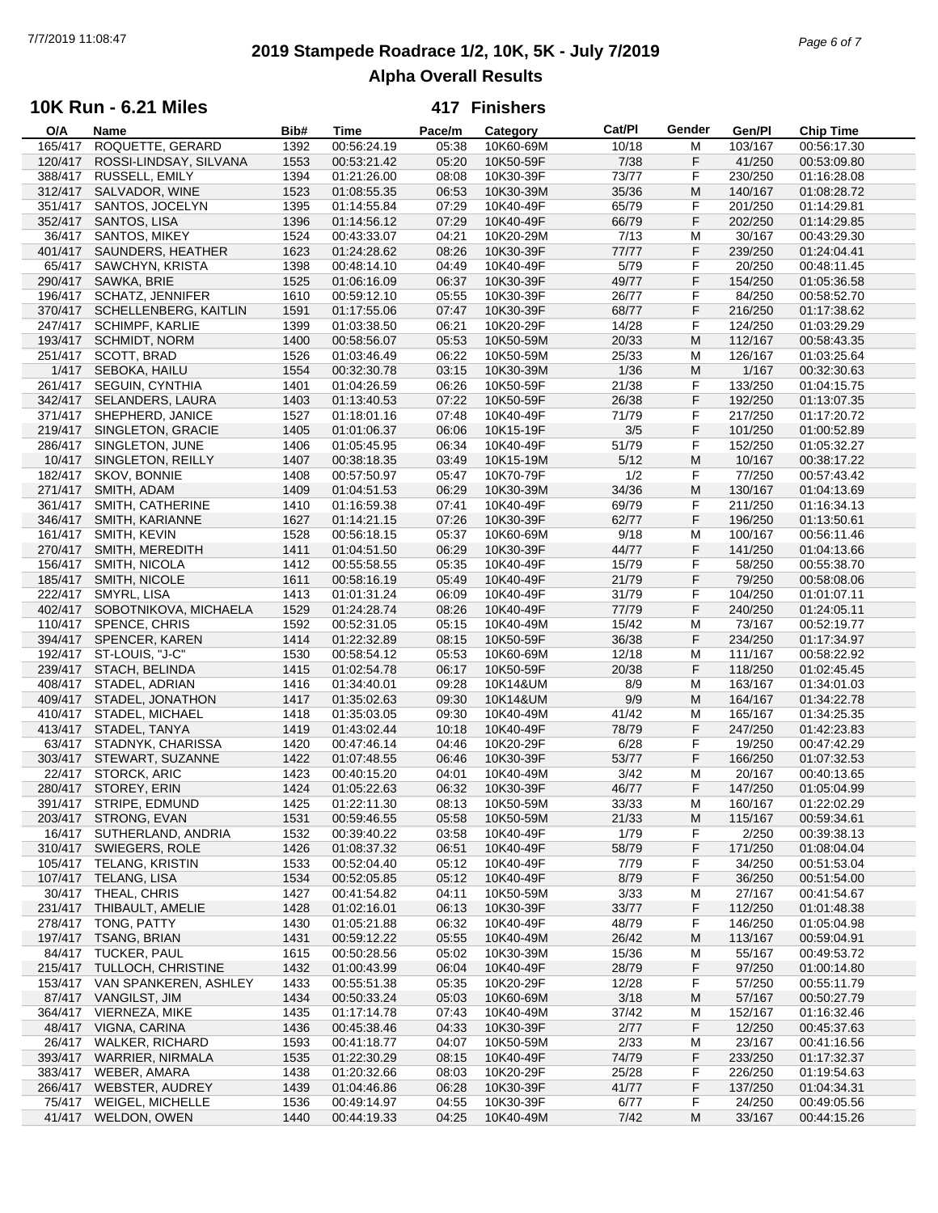# 2019 Stampede Roadrace 1/2, 10K, 5K - July 7/2019

## Alpha Overall Results

### 10K Run - 6.21 Miles — 417 Finishers

| O/A | Name | Bib# | Time | Pace/m | Category | Cat/Pl | Gender | Gen/Pl | Chip Time |
|---|---|---|---|---|---|---|---|---|---|
| 165/417 | ROQUETTE, GERARD | 1392 | 00:56:24.19 | 05:38 | 10K60-69M | 10/18 | M | 103/167 | 00:56:17.30 |
| 120/417 | ROSSI-LINDSAY, SILVANA | 1553 | 00:53:21.42 | 05:20 | 10K50-59F | 7/38 | F | 41/250 | 00:53:09.80 |
| 388/417 | RUSSELL, EMILY | 1394 | 01:21:26.00 | 08:08 | 10K30-39F | 73/77 | F | 230/250 | 01:16:28.08 |
| 312/417 | SALVADOR, WINE | 1523 | 01:08:55.35 | 06:53 | 10K30-39M | 35/36 | M | 140/167 | 01:08:28.72 |
| 351/417 | SANTOS, JOCELYN | 1395 | 01:14:55.84 | 07:29 | 10K40-49F | 65/79 | F | 201/250 | 01:14:29.81 |
| 352/417 | SANTOS, LISA | 1396 | 01:14:56.12 | 07:29 | 10K40-49F | 66/79 | F | 202/250 | 01:14:29.85 |
| 36/417 | SANTOS, MIKEY | 1524 | 00:43:33.07 | 04:21 | 10K20-29M | 7/13 | M | 30/167 | 00:43:29.30 |
| 401/417 | SAUNDERS, HEATHER | 1623 | 01:24:28.62 | 08:26 | 10K30-39F | 77/77 | F | 239/250 | 01:24:04.41 |
| 65/417 | SAWCHYN, KRISTA | 1398 | 00:48:14.10 | 04:49 | 10K40-49F | 5/79 | F | 20/250 | 00:48:11.45 |
| 290/417 | SAWKA, BRIE | 1525 | 01:06:16.09 | 06:37 | 10K30-39F | 49/77 | F | 154/250 | 01:05:36.58 |
| 196/417 | SCHATZ, JENNIFER | 1610 | 00:59:12.10 | 05:55 | 10K30-39F | 26/77 | F | 84/250 | 00:58:52.70 |
| 370/417 | SCHELLENBERG, KAITLIN | 1591 | 01:17:55.06 | 07:47 | 10K30-39F | 68/77 | F | 216/250 | 01:17:38.62 |
| 247/417 | SCHIMPF, KARLIE | 1399 | 01:03:38.50 | 06:21 | 10K20-29F | 14/28 | F | 124/250 | 01:03:29.29 |
| 193/417 | SCHMIDT, NORM | 1400 | 00:58:56.07 | 05:53 | 10K50-59M | 20/33 | M | 112/167 | 00:58:43.35 |
| 251/417 | SCOTT, BRAD | 1526 | 01:03:46.49 | 06:22 | 10K50-59M | 25/33 | M | 126/167 | 01:03:25.64 |
| 1/417 | SEBOKA, HAILU | 1554 | 00:32:30.78 | 03:15 | 10K30-39M | 1/36 | M | 1/167 | 00:32:30.63 |
| 261/417 | SEGUIN, CYNTHIA | 1401 | 01:04:26.59 | 06:26 | 10K50-59F | 21/38 | F | 133/250 | 01:04:15.75 |
| 342/417 | SELANDERS, LAURA | 1403 | 01:13:40.53 | 07:22 | 10K50-59F | 26/38 | F | 192/250 | 01:13:07.35 |
| 371/417 | SHEPHERD, JANICE | 1527 | 01:18:01.16 | 07:48 | 10K40-49F | 71/79 | F | 217/250 | 01:17:20.72 |
| 219/417 | SINGLETON, GRACIE | 1405 | 01:01:06.37 | 06:06 | 10K15-19F | 3/5 | F | 101/250 | 01:00:52.89 |
| 286/417 | SINGLETON, JUNE | 1406 | 01:05:45.95 | 06:34 | 10K40-49F | 51/79 | F | 152/250 | 01:05:32.27 |
| 10/417 | SINGLETON, REILLY | 1407 | 00:38:18.35 | 03:49 | 10K15-19M | 5/12 | M | 10/167 | 00:38:17.22 |
| 182/417 | SKOV, BONNIE | 1408 | 00:57:50.97 | 05:47 | 10K70-79F | 1/2 | F | 77/250 | 00:57:43.42 |
| 271/417 | SMITH, ADAM | 1409 | 01:04:51.53 | 06:29 | 10K30-39M | 34/36 | M | 130/167 | 01:04:13.69 |
| 361/417 | SMITH, CATHERINE | 1410 | 01:16:59.38 | 07:41 | 10K40-49F | 69/79 | F | 211/250 | 01:16:34.13 |
| 346/417 | SMITH, KARIANNE | 1627 | 01:14:21.15 | 07:26 | 10K30-39F | 62/77 | F | 196/250 | 01:13:50.61 |
| 161/417 | SMITH, KEVIN | 1528 | 00:56:18.15 | 05:37 | 10K60-69M | 9/18 | M | 100/167 | 00:56:11.46 |
| 270/417 | SMITH, MEREDITH | 1411 | 01:04:51.50 | 06:29 | 10K30-39F | 44/77 | F | 141/250 | 01:04:13.66 |
| 156/417 | SMITH, NICOLA | 1412 | 00:55:58.55 | 05:35 | 10K40-49F | 15/79 | F | 58/250 | 00:55:38.70 |
| 185/417 | SMITH, NICOLE | 1611 | 00:58:16.19 | 05:49 | 10K40-49F | 21/79 | F | 79/250 | 00:58:08.06 |
| 222/417 | SMYRL, LISA | 1413 | 01:01:31.24 | 06:09 | 10K40-49F | 31/79 | F | 104/250 | 01:01:07.11 |
| 402/417 | SOBOTNIKOVA, MICHAELA | 1529 | 01:24:28.74 | 08:26 | 10K40-49F | 77/79 | F | 240/250 | 01:24:05.11 |
| 110/417 | SPENCE, CHRIS | 1592 | 00:52:31.05 | 05:15 | 10K40-49M | 15/42 | M | 73/167 | 00:52:19.77 |
| 394/417 | SPENCER, KAREN | 1414 | 01:22:32.89 | 08:15 | 10K50-59F | 36/38 | F | 234/250 | 01:17:34.97 |
| 192/417 | ST-LOUIS, "J-C" | 1530 | 00:58:54.12 | 05:53 | 10K60-69M | 12/18 | M | 111/167 | 00:58:22.92 |
| 239/417 | STACH, BELINDA | 1415 | 01:02:54.78 | 06:17 | 10K50-59F | 20/38 | F | 118/250 | 01:02:45.45 |
| 408/417 | STADEL, ADRIAN | 1416 | 01:34:40.01 | 09:28 | 10K14&UM | 8/9 | M | 163/167 | 01:34:01.03 |
| 409/417 | STADEL, JONATHON | 1417 | 01:35:02.63 | 09:30 | 10K14&UM | 9/9 | M | 164/167 | 01:34:22.78 |
| 410/417 | STADEL, MICHAEL | 1418 | 01:35:03.05 | 09:30 | 10K40-49M | 41/42 | M | 165/167 | 01:34:25.35 |
| 413/417 | STADEL, TANYA | 1419 | 01:43:02.44 | 10:18 | 10K40-49F | 78/79 | F | 247/250 | 01:42:23.83 |
| 63/417 | STADNYK, CHARISSA | 1420 | 00:47:46.14 | 04:46 | 10K20-29F | 6/28 | F | 19/250 | 00:47:42.29 |
| 303/417 | STEWART, SUZANNE | 1422 | 01:07:48.55 | 06:46 | 10K30-39F | 53/77 | F | 166/250 | 01:07:32.53 |
| 22/417 | STORCK, ARIC | 1423 | 00:40:15.20 | 04:01 | 10K40-49M | 3/42 | M | 20/167 | 00:40:13.65 |
| 280/417 | STOREY, ERIN | 1424 | 01:05:22.63 | 06:32 | 10K30-39F | 46/77 | F | 147/250 | 01:05:04.99 |
| 391/417 | STRIPE, EDMUND | 1425 | 01:22:11.30 | 08:13 | 10K50-59M | 33/33 | M | 160/167 | 01:22:02.29 |
| 203/417 | STRONG, EVAN | 1531 | 00:59:46.55 | 05:58 | 10K50-59M | 21/33 | M | 115/167 | 00:59:34.61 |
| 16/417 | SUTHERLAND, ANDRIA | 1532 | 00:39:40.22 | 03:58 | 10K40-49F | 1/79 | F | 2/250 | 00:39:38.13 |
| 310/417 | SWIEGERS, ROLE | 1426 | 01:08:37.32 | 06:51 | 10K40-49F | 58/79 | F | 171/250 | 01:08:04.04 |
| 105/417 | TELANG, KRISTIN | 1533 | 00:52:04.40 | 05:12 | 10K40-49F | 7/79 | F | 34/250 | 00:51:53.04 |
| 107/417 | TELANG, LISA | 1534 | 00:52:05.85 | 05:12 | 10K40-49F | 8/79 | F | 36/250 | 00:51:54.00 |
| 30/417 | THEAL, CHRIS | 1427 | 00:41:54.82 | 04:11 | 10K50-59M | 3/33 | M | 27/167 | 00:41:54.67 |
| 231/417 | THIBAULT, AMELIE | 1428 | 01:02:16.01 | 06:13 | 10K30-39F | 33/77 | F | 112/250 | 01:01:48.38 |
| 278/417 | TONG, PATTY | 1430 | 01:05:21.88 | 06:32 | 10K40-49F | 48/79 | F | 146/250 | 01:05:04.98 |
| 197/417 | TSANG, BRIAN | 1431 | 00:59:12.22 | 05:55 | 10K40-49M | 26/42 | M | 113/167 | 00:59:04.91 |
| 84/417 | TUCKER, PAUL | 1615 | 00:50:28.56 | 05:02 | 10K30-39M | 15/36 | M | 55/167 | 00:49:53.72 |
| 215/417 | TULLOCH, CHRISTINE | 1432 | 01:00:43.99 | 06:04 | 10K40-49F | 28/79 | F | 97/250 | 01:00:14.80 |
| 153/417 | VAN SPANKEREN, ASHLEY | 1433 | 00:55:51.38 | 05:35 | 10K20-29F | 12/28 | F | 57/250 | 00:55:11.79 |
| 87/417 | VANGILST, JIM | 1434 | 00:50:33.24 | 05:03 | 10K60-69M | 3/18 | M | 57/167 | 00:50:27.79 |
| 364/417 | VIERNEZA, MIKE | 1435 | 01:17:14.78 | 07:43 | 10K40-49M | 37/42 | M | 152/167 | 01:16:32.46 |
| 48/417 | VIGNA, CARINA | 1436 | 00:45:38.46 | 04:33 | 10K30-39F | 2/77 | F | 12/250 | 00:45:37.63 |
| 26/417 | WALKER, RICHARD | 1593 | 00:41:18.77 | 04:07 | 10K50-59M | 2/33 | M | 23/167 | 00:41:16.56 |
| 393/417 | WARRIER, NIRMALA | 1535 | 01:22:30.29 | 08:15 | 10K40-49F | 74/79 | F | 233/250 | 01:17:32.37 |
| 383/417 | WEBER, AMARA | 1438 | 01:20:32.66 | 08:03 | 10K20-29F | 25/28 | F | 226/250 | 01:19:54.63 |
| 266/417 | WEBSTER, AUDREY | 1439 | 01:04:46.86 | 06:28 | 10K30-39F | 41/77 | F | 137/250 | 01:04:34.31 |
| 75/417 | WEIGEL, MICHELLE | 1536 | 00:49:14.97 | 04:55 | 10K30-39F | 6/77 | F | 24/250 | 00:49:05.56 |
| 41/417 | WELDON, OWEN | 1440 | 00:44:19.33 | 04:25 | 10K40-49M | 7/42 | M | 33/167 | 00:44:15.26 |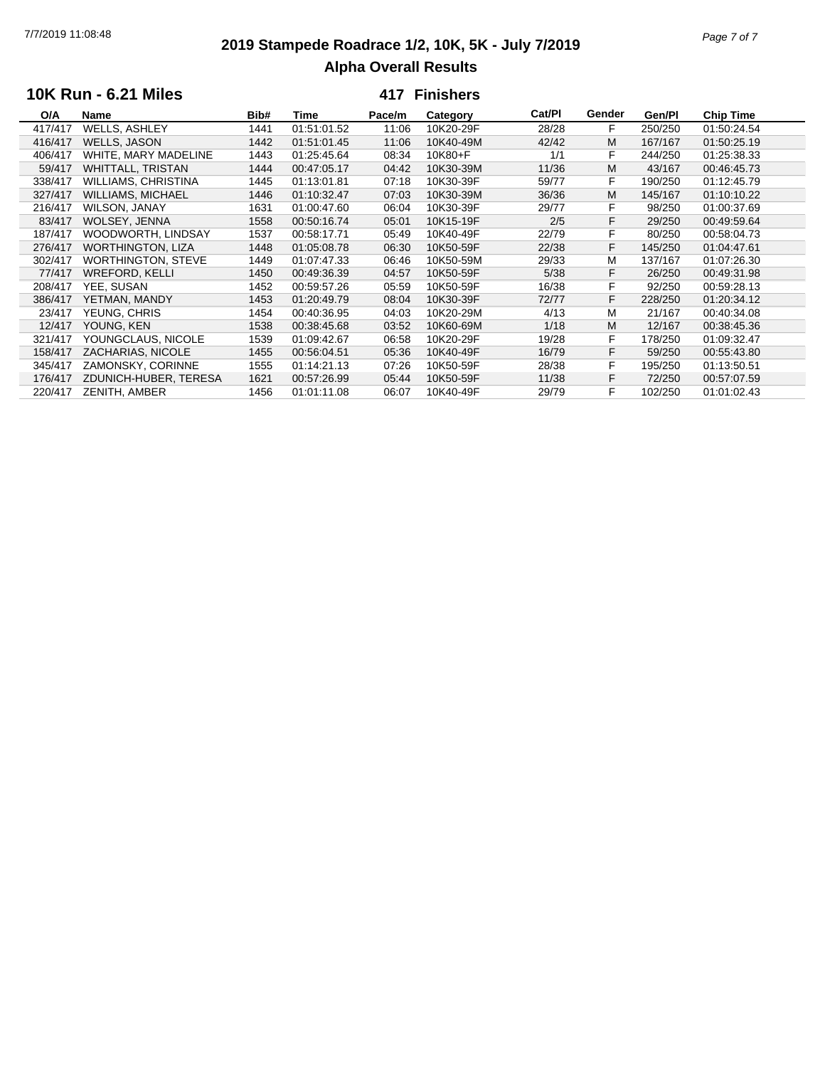# 2019 Stampede Roadrace 1/2, 10K, 5K - July 7/2019

## Alpha Overall Results

### 10K Run - 6.21 Miles

**417 Finishers**

| O/A | Name | Bib# | Time | Pace/m | Category | Cat/Pl | Gender | Gen/Pl | Chip Time |
|---|---|---|---|---|---|---|---|---|---|
| 417/417 | WELLS, ASHLEY | 1441 | 01:51:01.52 | 11:06 | 10K20-29F | 28/28 | F | 250/250 | 01:50:24.54 |
| 416/417 | WELLS, JASON | 1442 | 01:51:01.45 | 11:06 | 10K40-49M | 42/42 | M | 167/167 | 01:50:25.19 |
| 406/417 | WHITE, MARY MADELINE | 1443 | 01:25:45.64 | 08:34 | 10K80+F | 1/1 | F | 244/250 | 01:25:38.33 |
| 59/417 | WHITTALL, TRISTAN | 1444 | 00:47:05.17 | 04:42 | 10K30-39M | 11/36 | M | 43/167 | 00:46:45.73 |
| 338/417 | WILLIAMS, CHRISTINA | 1445 | 01:13:01.81 | 07:18 | 10K30-39F | 59/77 | F | 190/250 | 01:12:45.79 |
| 327/417 | WILLIAMS, MICHAEL | 1446 | 01:10:32.47 | 07:03 | 10K30-39M | 36/36 | M | 145/167 | 01:10:10.22 |
| 216/417 | WILSON, JANAY | 1631 | 01:00:47.60 | 06:04 | 10K30-39F | 29/77 | F | 98/250 | 01:00:37.69 |
| 83/417 | WOLSEY, JENNA | 1558 | 00:50:16.74 | 05:01 | 10K15-19F | 2/5 | F | 29/250 | 00:49:59.64 |
| 187/417 | WOODWORTH, LINDSAY | 1537 | 00:58:17.71 | 05:49 | 10K40-49F | 22/79 | F | 80/250 | 00:58:04.73 |
| 276/417 | WORTHINGTON, LIZA | 1448 | 01:05:08.78 | 06:30 | 10K50-59F | 22/38 | F | 145/250 | 01:04:47.61 |
| 302/417 | WORTHINGTON, STEVE | 1449 | 01:07:47.33 | 06:46 | 10K50-59M | 29/33 | M | 137/167 | 01:07:26.30 |
| 77/417 | WREFORD, KELLI | 1450 | 00:49:36.39 | 04:57 | 10K50-59F | 5/38 | F | 26/250 | 00:49:31.98 |
| 208/417 | YEE, SUSAN | 1452 | 00:59:57.26 | 05:59 | 10K50-59F | 16/38 | F | 92/250 | 00:59:28.13 |
| 386/417 | YETMAN, MANDY | 1453 | 01:20:49.79 | 08:04 | 10K30-39F | 72/77 | F | 228/250 | 01:20:34.12 |
| 23/417 | YEUNG, CHRIS | 1454 | 00:40:36.95 | 04:03 | 10K20-29M | 4/13 | M | 21/167 | 00:40:34.08 |
| 12/417 | YOUNG, KEN | 1538 | 00:38:45.68 | 03:52 | 10K60-69M | 1/18 | M | 12/167 | 00:38:45.36 |
| 321/417 | YOUNGCLAUS, NICOLE | 1539 | 01:09:42.67 | 06:58 | 10K20-29F | 19/28 | F | 178/250 | 01:09:32.47 |
| 158/417 | ZACHARIAS, NICOLE | 1455 | 00:56:04.51 | 05:36 | 10K40-49F | 16/79 | F | 59/250 | 00:55:43.80 |
| 345/417 | ZAMONSKY, CORINNE | 1555 | 01:14:21.13 | 07:26 | 10K50-59F | 28/38 | F | 195/250 | 01:13:50.51 |
| 176/417 | ZDUNICH-HUBER, TERESA | 1621 | 00:57:26.99 | 05:44 | 10K50-59F | 11/38 | F | 72/250 | 00:57:07.59 |
| 220/417 | ZENITH, AMBER | 1456 | 01:01:11.08 | 06:07 | 10K40-49F | 29/79 | F | 102/250 | 01:01:02.43 |